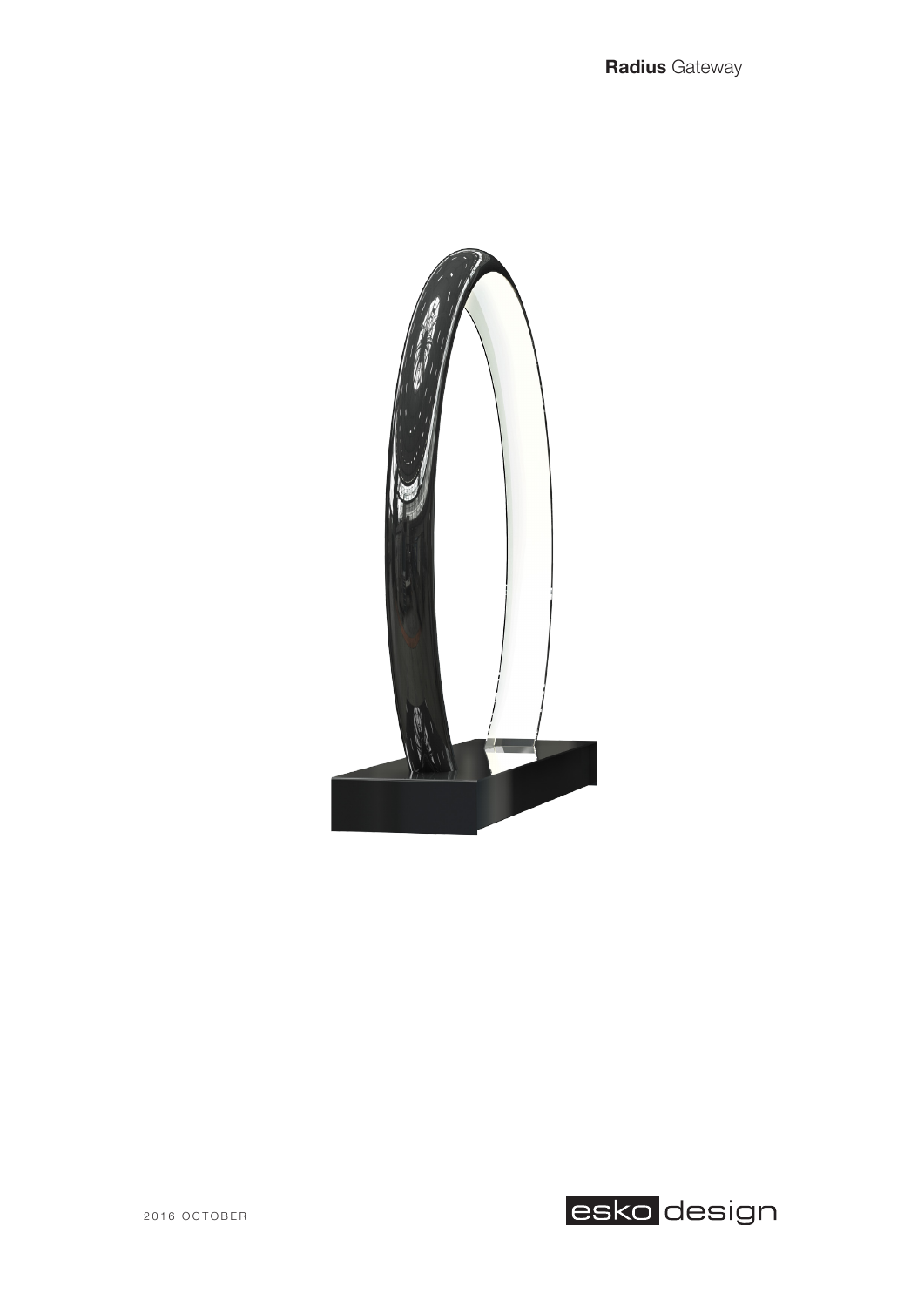**Radius** Gateway

2016 OCTOBER

esko design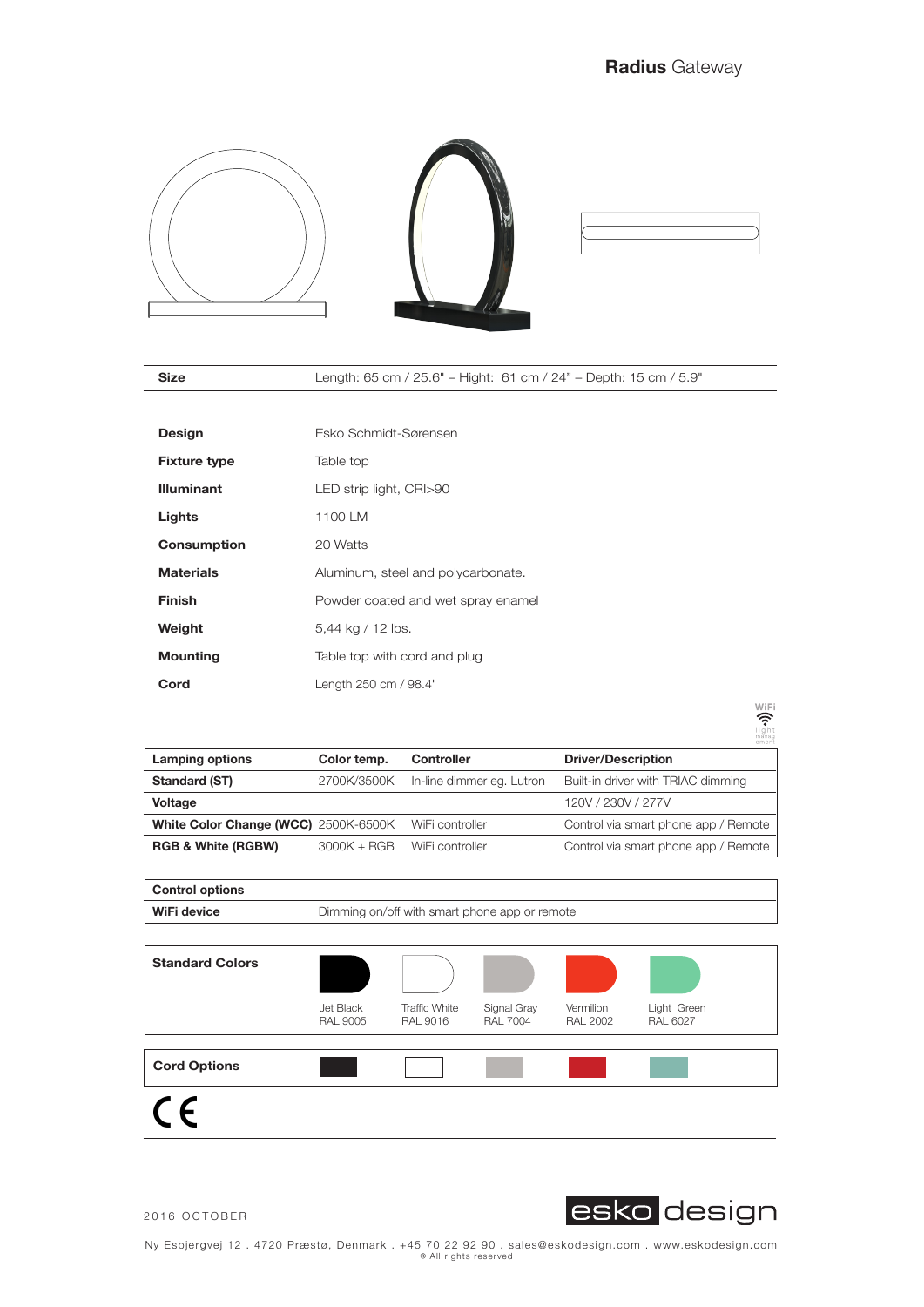# **Radius** Gateway

| | |
|---|---|
| **Size** | Length: 65 cm / 25.6" – Hight: 61 cm / 24" – Depth: 15 cm / 5.9" |

| | |
|---|---|
| **Design** | Esko Schmidt-Sørensen |
| **Fixture type** | Table top |
| **Illuminant** | LED strip light, CRI>90 |
| **Lights** | 1100 LM |
| **Consumption** | 20 Watts |
| **Materials** | Aluminum, steel and polycarbonate. |
| **Finish** | Powder coated and wet spray enamel |
| **Weight** | 5,44 kg / 12 lbs. |
| **Mounting** | Table top with cord and plug |
| **Cord** | Length 250 cm / 98.4" |

WiFi light management

| **Lamping options** | **Color temp.** | **Controller** | **Driver/Description** |
|---|---|---|---|
| **Standard (ST)** | 2700K/3500K | In-line dimmer eg. Lutron | Built-in driver with TRIAC dimming |
| **Voltage** | | | 120V / 230V / 277V |
| **White Color Change (WCC)** | 2500K-6500K | WiFi controller | Control via smart phone app / Remote |
| **RGB & White (RGBW)** | 3000K + RGB | WiFi controller | Control via smart phone app / Remote |

| **Control options** | |
|---|---|
| **WiFi device** | Dimming on/off with smart phone app or remote |

**Standard Colors**

| | | | | |
|---|---|---|---|---|
| Jet Black RAL 9005 | Traffic White RAL 9016 | Signal Gray RAL 7004 | Vermilion RAL 2002 | Light Green RAL 6027 |

**Cord Options**

CE

2016 OCTOBER

esko design

Ny Esbjergvej 12 . 4720 Præstø, Denmark . +45 70 22 92 90 . sales@eskodesign.com . www.eskodesign.com
® All rights reserved